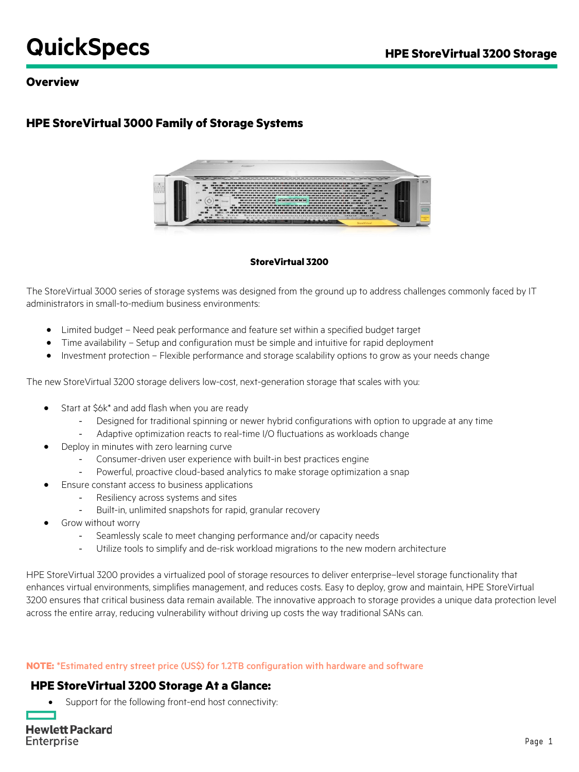# QuickSpecs

## Overview

## HPE StoreVirtual 3000 Family of Storage Systems

**StoreVirtual 3200**

The StoreVirtual 3000 series of storage systems was designed from the ground up to address challenges commonly faced by IT administrators in small-to-medium business environments:

- Limited budget – Need peak performance and feature set within a specified budget target
- Time availability – Setup and configuration must be simple and intuitive for rapid deployment
- Investment protection – Flexible performance and storage scalability options to grow as your needs change

The new StoreVirtual 3200 storage delivers low-cost, next-generation storage that scales with you:

- Start at $6k* and add flash when you are ready
  - Designed for traditional spinning or newer hybrid configurations with option to upgrade at any time
  - Adaptive optimization reacts to real-time I/O fluctuations as workloads change
- Deploy in minutes with zero learning curve
  - Consumer-driven user experience with built-in best practices engine
  - Powerful, proactive cloud-based analytics to make storage optimization a snap
- Ensure constant access to business applications
  - Resiliency across systems and sites
  - Built-in, unlimited snapshots for rapid, granular recovery
- Grow without worry
  - Seamlessly scale to meet changing performance and/or capacity needs
  - Utilize tools to simplify and de-risk workload migrations to the new modern architecture

HPE StoreVirtual 3200 provides a virtualized pool of storage resources to deliver enterprise–level storage functionality that enhances virtual environments, simplifies management, and reduces costs. Easy to deploy, grow and maintain, HPE StoreVirtual 3200 ensures that critical business data remain available. The innovative approach to storage provides a unique data protection level across the entire array, reducing vulnerability without driving up costs the way traditional SANs can.

**NOTE:** *Estimated entry street price (US$) for 1.2TB configuration with hardware and software

## HPE StoreVirtual 3200 Storage At a Glance:

- Support for the following front-end host connectivity: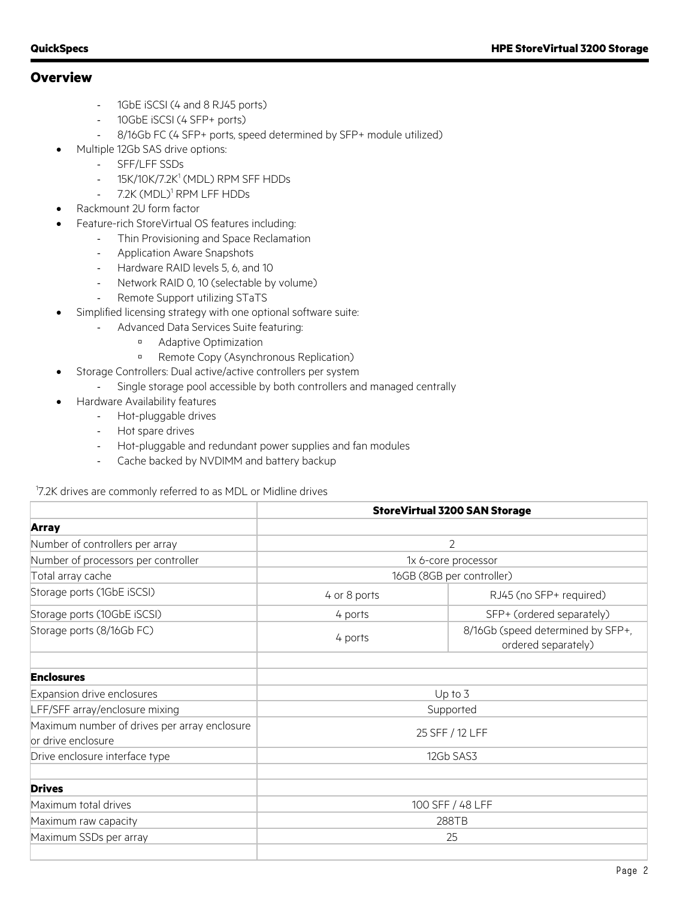## Overview

- 1GbE iSCSI (4 and 8 RJ45 ports)
    - 10GbE iSCSI (4 SFP+ ports)
    - 8/16Gb FC (4 SFP+ ports, speed determined by SFP+ module utilized)
- Multiple 12Gb SAS drive options:
    - SFF/LFF SSDs
    - 15K/10K/7.2K[1] (MDL) RPM SFF HDDs
    - 7.2K (MDL)[1] RPM LFF HDDs
- Rackmount 2U form factor
- Feature-rich StoreVirtual OS features including:
    - Thin Provisioning and Space Reclamation
    - Application Aware Snapshots
    - Hardware RAID levels 5, 6, and 10
    - Network RAID 0, 10 (selectable by volume)
    - Remote Support utilizing STaTS
- Simplified licensing strategy with one optional software suite:
    - Advanced Data Services Suite featuring:
        - Adaptive Optimization
        - Remote Copy (Asynchronous Replication)
- Storage Controllers: Dual active/active controllers per system
    - Single storage pool accessible by both controllers and managed centrally
- Hardware Availability features
    - Hot-pluggable drives
    - Hot spare drives
    - Hot-pluggable and redundant power supplies and fan modules
    - Cache backed by NVDIMM and battery backup

[1]7.2K drives are commonly referred to as MDL or Midline drives

| | StoreVirtual 3200 SAN Storage | |
|---|---|---|
| **Array** | | |
| Number of controllers per array | 2 | |
| Number of processors per controller | 1x 6-core processor | |
| Total array cache | 16GB (8GB per controller) | |
| Storage ports (1GbE iSCSI) | 4 or 8 ports | RJ45 (no SFP+ required) |
| Storage ports (10GbE iSCSI) | 4 ports | SFP+ (ordered separately) |
| Storage ports (8/16Gb FC) | 4 ports | 8/16Gb (speed determined by SFP+, ordered separately) |
| | | |
| **Enclosures** | | |
| Expansion drive enclosures | Up to 3 | |
| LFF/SFF array/enclosure mixing | Supported | |
| Maximum number of drives per array enclosure or drive enclosure | 25 SFF / 12 LFF | |
| Drive enclosure interface type | 12Gb SAS3 | |
| | | |
| **Drives** | | |
| Maximum total drives | 100 SFF / 48 LFF | |
| Maximum raw capacity | 288TB | |
| Maximum SSDs per array | 25 | |
| | | |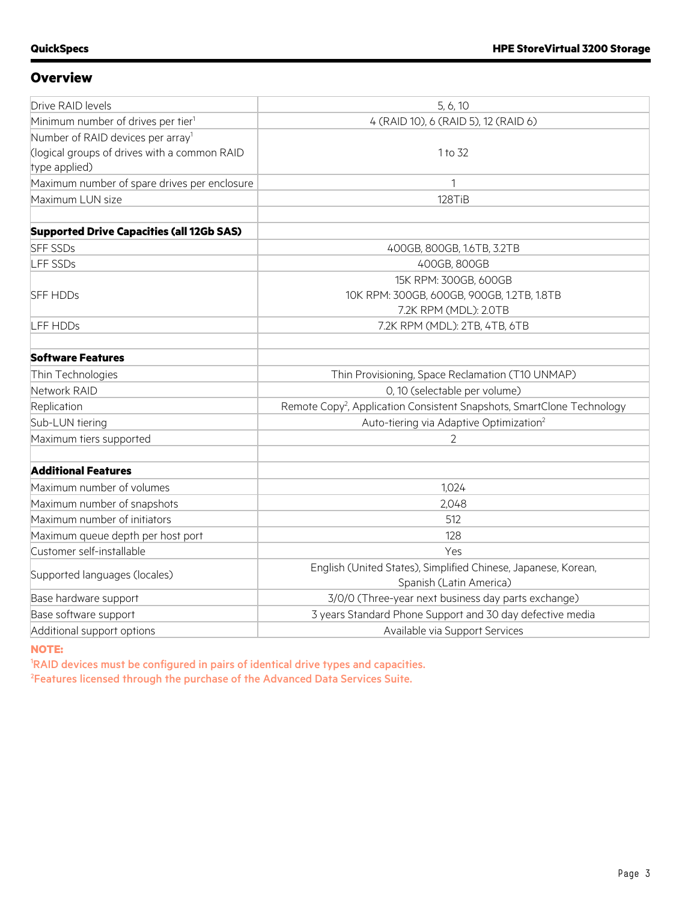## Overview

| | |
|---|---|
| Drive RAID levels | 5, 6, 10 |
| Minimum number of drives per tier[1] | 4 (RAID 10), 6 (RAID 5), 12 (RAID 6) |
| Number of RAID devices per array[1] (logical groups of drives with a common RAID type applied) | 1 to 32 |
| Maximum number of spare drives per enclosure | 1 |
| Maximum LUN size | 128TiB |
| | |
| **Supported Drive Capacities (all 12Gb SAS)** | |
| SFF SSDs | 400GB, 800GB, 1.6TB, 3.2TB |
| LFF SSDs | 400GB, 800GB |
| SFF HDDs | 15K RPM: 300GB, 600GB<br>10K RPM: 300GB, 600GB, 900GB, 1.2TB, 1.8TB<br>7.2K RPM (MDL): 2.0TB |
| LFF HDDs | 7.2K RPM (MDL): 2TB, 4TB, 6TB |
| | |
| **Software Features** | |
| Thin Technologies | Thin Provisioning, Space Reclamation (T10 UNMAP) |
| Network RAID | 0, 10 (selectable per volume) |
| Replication | Remote Copy[2], Application Consistent Snapshots, SmartClone Technology |
| Sub-LUN tiering | Auto-tiering via Adaptive Optimization[2] |
| Maximum tiers supported | 2 |
| | |
| **Additional Features** | |
| Maximum number of volumes | 1,024 |
| Maximum number of snapshots | 2,048 |
| Maximum number of initiators | 512 |
| Maximum queue depth per host port | 128 |
| Customer self-installable | Yes |
| Supported languages (locales) | English (United States), Simplified Chinese, Japanese, Korean, Spanish (Latin America) |
| Base hardware support | 3/0/0 (Three-year next business day parts exchange) |
| Base software support | 3 years Standard Phone Support and 30 day defective media |
| Additional support options | Available via Support Services |

**NOTE:**

[1]RAID devices must be configured in pairs of identical drive types and capacities.

[2]Features licensed through the purchase of the Advanced Data Services Suite.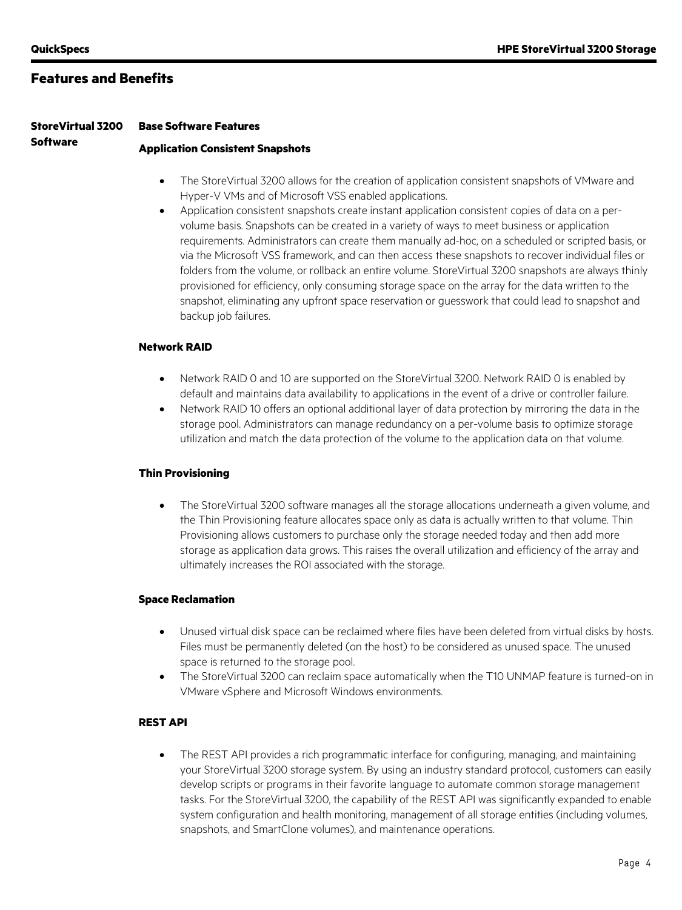## Features and Benefits

**StoreVirtual 3200 Software**

### Base Software Features

#### Application Consistent Snapshots

- The StoreVirtual 3200 allows for the creation of application consistent snapshots of VMware and Hyper-V VMs and of Microsoft VSS enabled applications.
- Application consistent snapshots create instant application consistent copies of data on a per-volume basis. Snapshots can be created in a variety of ways to meet business or application requirements. Administrators can create them manually ad-hoc, on a scheduled or scripted basis, or via the Microsoft VSS framework, and can then access these snapshots to recover individual files or folders from the volume, or rollback an entire volume. StoreVirtual 3200 snapshots are always thinly provisioned for efficiency, only consuming storage space on the array for the data written to the snapshot, eliminating any upfront space reservation or guesswork that could lead to snapshot and backup job failures.

#### Network RAID

- Network RAID 0 and 10 are supported on the StoreVirtual 3200. Network RAID 0 is enabled by default and maintains data availability to applications in the event of a drive or controller failure.
- Network RAID 10 offers an optional additional layer of data protection by mirroring the data in the storage pool. Administrators can manage redundancy on a per-volume basis to optimize storage utilization and match the data protection of the volume to the application data on that volume.

#### Thin Provisioning

- The StoreVirtual 3200 software manages all the storage allocations underneath a given volume, and the Thin Provisioning feature allocates space only as data is actually written to that volume. Thin Provisioning allows customers to purchase only the storage needed today and then add more storage as application data grows. This raises the overall utilization and efficiency of the array and ultimately increases the ROI associated with the storage.

#### Space Reclamation

- Unused virtual disk space can be reclaimed where files have been deleted from virtual disks by hosts. Files must be permanently deleted (on the host) to be considered as unused space. The unused space is returned to the storage pool.
- The StoreVirtual 3200 can reclaim space automatically when the T10 UNMAP feature is turned-on in VMware vSphere and Microsoft Windows environments.

#### REST API

- The REST API provides a rich programmatic interface for configuring, managing, and maintaining your StoreVirtual 3200 storage system. By using an industry standard protocol, customers can easily develop scripts or programs in their favorite language to automate common storage management tasks. For the StoreVirtual 3200, the capability of the REST API was significantly expanded to enable system configuration and health monitoring, management of all storage entities (including volumes, snapshots, and SmartClone volumes), and maintenance operations.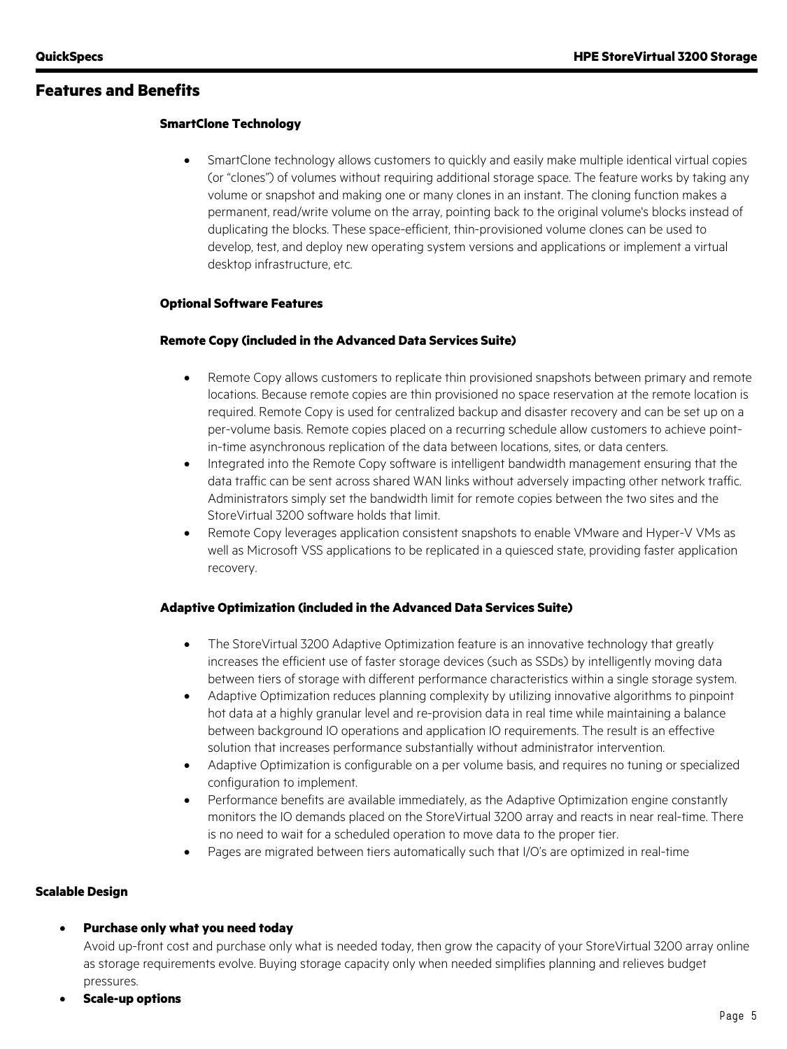## Features and Benefits

**SmartClone Technology**

- SmartClone technology allows customers to quickly and easily make multiple identical virtual copies (or "clones") of volumes without requiring additional storage space. The feature works by taking any volume or snapshot and making one or many clones in an instant. The cloning function makes a permanent, read/write volume on the array, pointing back to the original volume's blocks instead of duplicating the blocks. These space-efficient, thin-provisioned volume clones can be used to develop, test, and deploy new operating system versions and applications or implement a virtual desktop infrastructure, etc.

**Optional Software Features**

**Remote Copy (included in the Advanced Data Services Suite)**

- Remote Copy allows customers to replicate thin provisioned snapshots between primary and remote locations. Because remote copies are thin provisioned no space reservation at the remote location is required. Remote Copy is used for centralized backup and disaster recovery and can be set up on a per-volume basis. Remote copies placed on a recurring schedule allow customers to achieve point-in-time asynchronous replication of the data between locations, sites, or data centers.
- Integrated into the Remote Copy software is intelligent bandwidth management ensuring that the data traffic can be sent across shared WAN links without adversely impacting other network traffic. Administrators simply set the bandwidth limit for remote copies between the two sites and the StoreVirtual 3200 software holds that limit.
- Remote Copy leverages application consistent snapshots to enable VMware and Hyper-V VMs as well as Microsoft VSS applications to be replicated in a quiesced state, providing faster application recovery.

**Adaptive Optimization (included in the Advanced Data Services Suite)**

- The StoreVirtual 3200 Adaptive Optimization feature is an innovative technology that greatly increases the efficient use of faster storage devices (such as SSDs) by intelligently moving data between tiers of storage with different performance characteristics within a single storage system.
- Adaptive Optimization reduces planning complexity by utilizing innovative algorithms to pinpoint hot data at a highly granular level and re-provision data in real time while maintaining a balance between background IO operations and application IO requirements. The result is an effective solution that increases performance substantially without administrator intervention.
- Adaptive Optimization is configurable on a per volume basis, and requires no tuning or specialized configuration to implement.
- Performance benefits are available immediately, as the Adaptive Optimization engine constantly monitors the IO demands placed on the StoreVirtual 3200 array and reacts in near real-time. There is no need to wait for a scheduled operation to move data to the proper tier.
- Pages are migrated between tiers automatically such that I/O's are optimized in real-time

**Scalable Design**

- **Purchase only what you need today**
  Avoid up-front cost and purchase only what is needed today, then grow the capacity of your StoreVirtual 3200 array online as storage requirements evolve. Buying storage capacity only when needed simplifies planning and relieves budget pressures.
- **Scale-up options**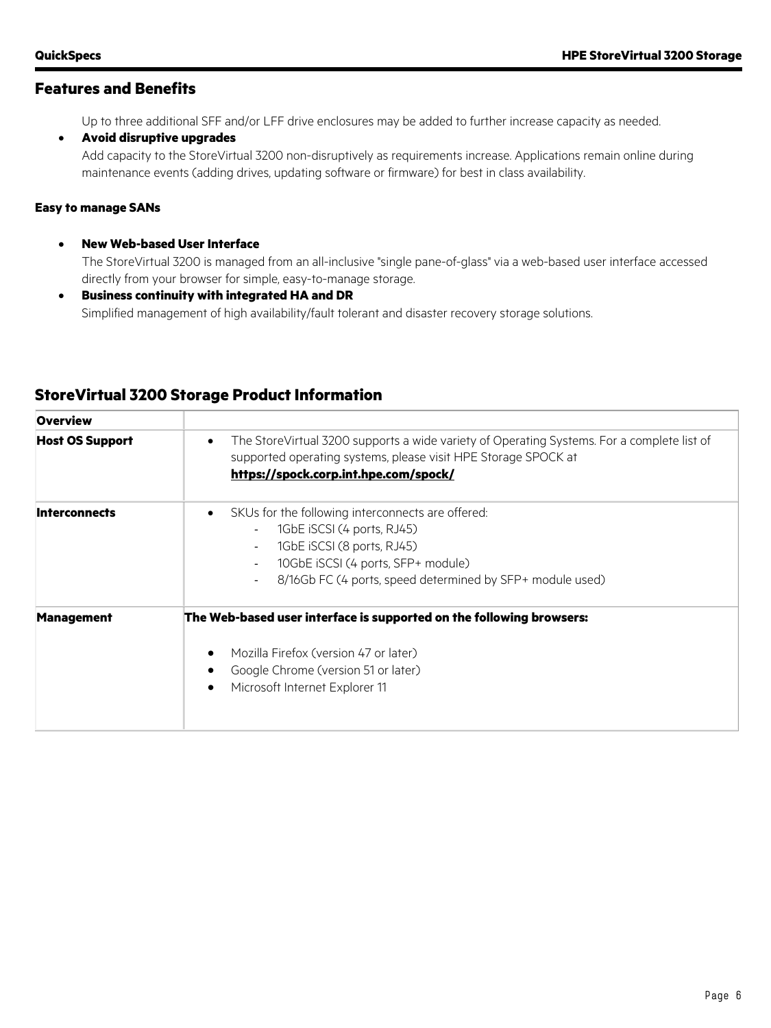## Features and Benefits

Up to three additional SFF and/or LFF drive enclosures may be added to further increase capacity as needed.

- **Avoid disruptive upgrades**
  Add capacity to the StoreVirtual 3200 non-disruptively as requirements increase. Applications remain online during maintenance events (adding drives, updating software or firmware) for best in class availability.

**Easy to manage SANs**

- **New Web-based User Interface**
  The StoreVirtual 3200 is managed from an all-inclusive "single pane-of-glass" via a web-based user interface accessed directly from your browser for simple, easy-to-manage storage.
- **Business continuity with integrated HA and DR**
  Simplified management of high availability/fault tolerant and disaster recovery storage solutions.

## StoreVirtual 3200 Storage Product Information

| **Overview** | |
|---|---|
| **Host OS Support** | • The StoreVirtual 3200 supports a wide variety of Operating Systems. For a complete list of supported operating systems, please visit HPE Storage SPOCK at **https://spock.corp.int.hpe.com/spock/** |
| **Interconnects** | • SKUs for the following interconnects are offered:<br>- 1GbE iSCSI (4 ports, RJ45)<br>- 1GbE iSCSI (8 ports, RJ45)<br>- 10GbE iSCSI (4 ports, SFP+ module)<br>- 8/16Gb FC (4 ports, speed determined by SFP+ module used) |
| **Management** | **The Web-based user interface is supported on the following browsers:**<br>• Mozilla Firefox (version 47 or later)<br>• Google Chrome (version 51 or later)<br>• Microsoft Internet Explorer 11 |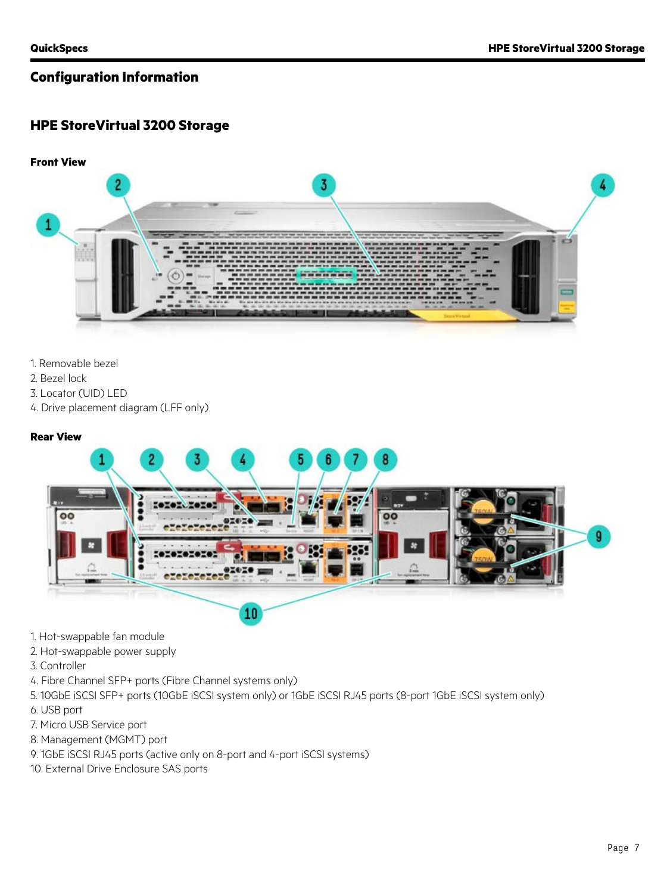## Configuration Information

### HPE StoreVirtual 3200 Storage

**Front View**

1. Removable bezel
2. Bezel lock
3. Locator (UID) LED
4. Drive placement diagram (LFF only)

**Rear View**

1. Hot-swappable fan module
2. Hot-swappable power supply
3. Controller
4. Fibre Channel SFP+ ports (Fibre Channel systems only)
5. 10GbE iSCSI SFP+ ports (10GbE iSCSI system only) or 1GbE iSCSI RJ45 ports (8-port 1GbE iSCSI system only)
6. USB port
7. Micro USB Service port
8. Management (MGMT) port
9. 1GbE iSCSI RJ45 ports (active only on 8-port and 4-port iSCSI systems)
10. External Drive Enclosure SAS ports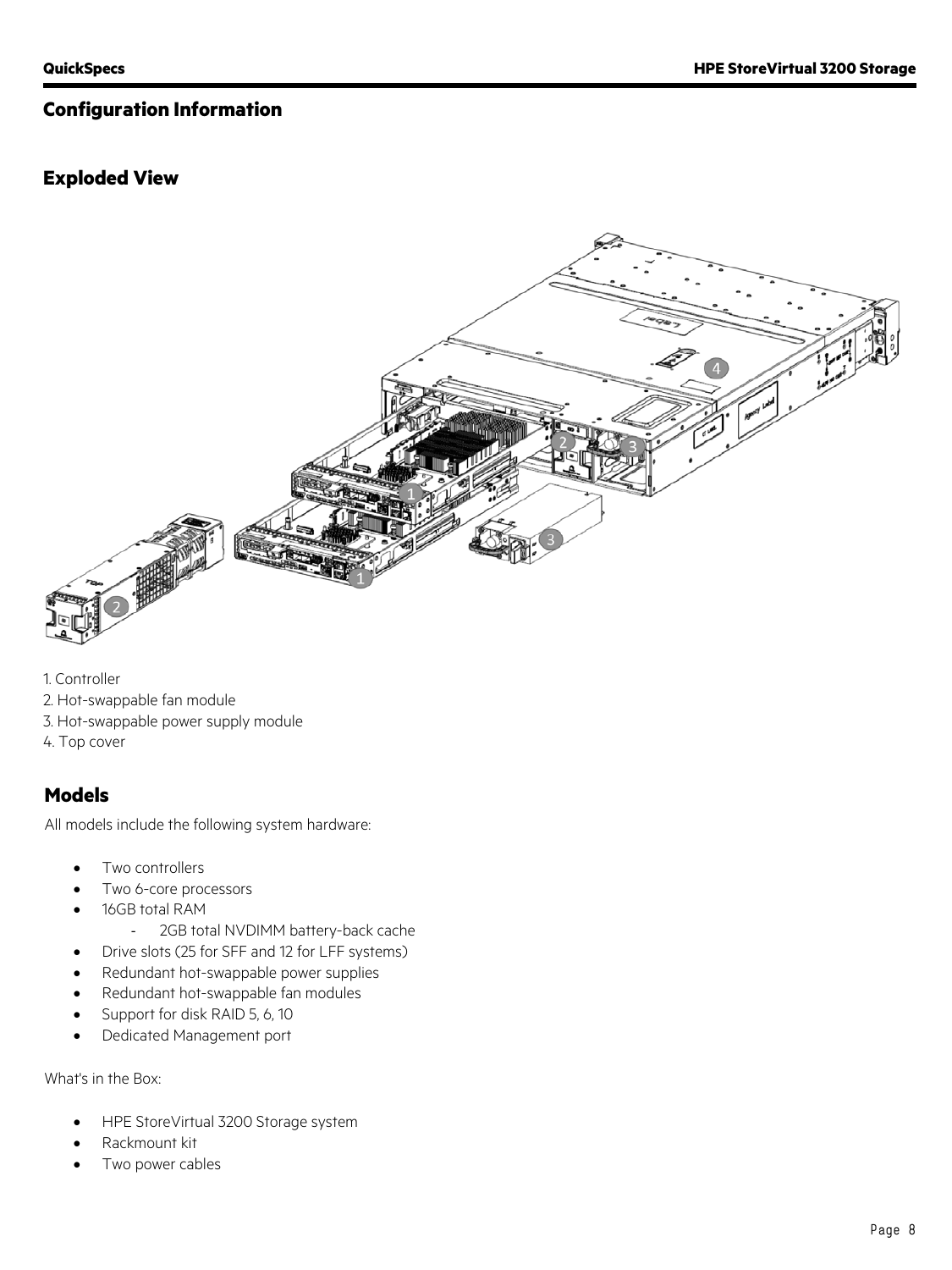## Configuration Information

### Exploded View

1. Controller
2. Hot-swappable fan module
3. Hot-swappable power supply module
4. Top cover

### Models

All models include the following system hardware:

- Two controllers
- Two 6-core processors
- 16GB total RAM
    - 2GB total NVDIMM battery-back cache
- Drive slots (25 for SFF and 12 for LFF systems)
- Redundant hot-swappable power supplies
- Redundant hot-swappable fan modules
- Support for disk RAID 5, 6, 10
- Dedicated Management port

What's in the Box:

- HPE StoreVirtual 3200 Storage system
- Rackmount kit
- Two power cables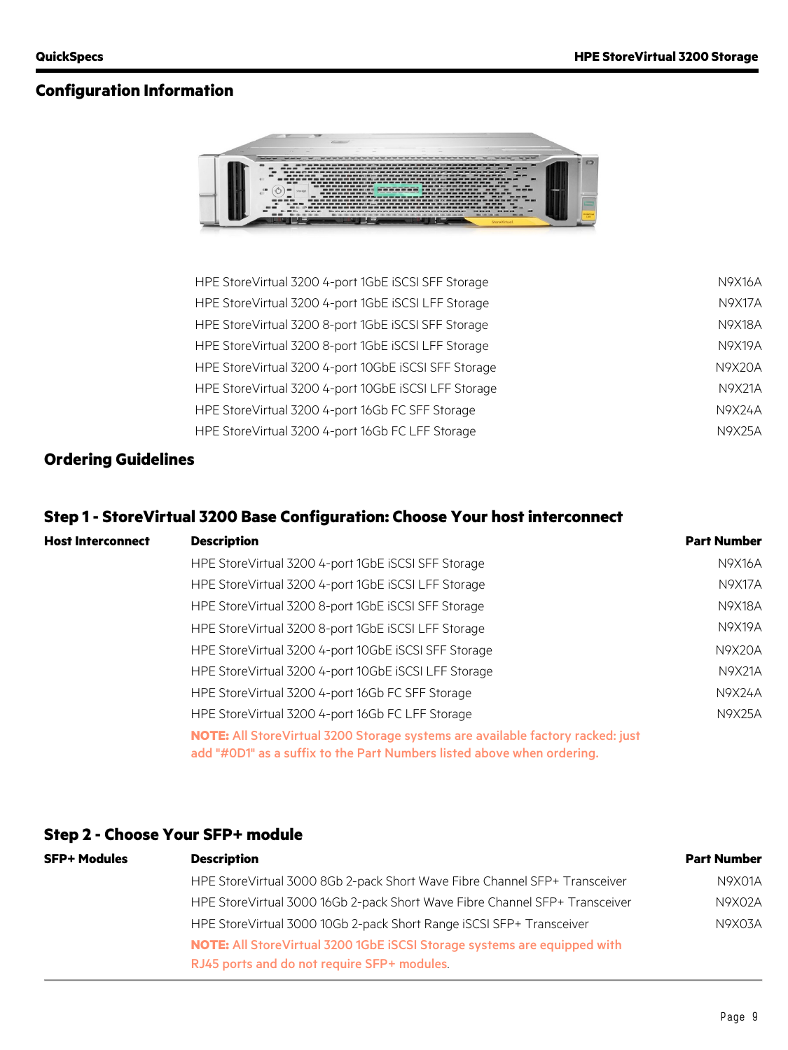## Configuration Information

| | |
|---|---|
| HPE StoreVirtual 3200 4-port 1GbE iSCSI SFF Storage | N9X16A |
| HPE StoreVirtual 3200 4-port 1GbE iSCSI LFF Storage | N9X17A |
| HPE StoreVirtual 3200 8-port 1GbE iSCSI SFF Storage | N9X18A |
| HPE StoreVirtual 3200 8-port 1GbE iSCSI LFF Storage | N9X19A |
| HPE StoreVirtual 3200 4-port 10GbE iSCSI SFF Storage | N9X20A |
| HPE StoreVirtual 3200 4-port 10GbE iSCSI LFF Storage | N9X21A |
| HPE StoreVirtual 3200 4-port 16Gb FC SFF Storage | N9X24A |
| HPE StoreVirtual 3200 4-port 16Gb FC LFF Storage | N9X25A |

## Ordering Guidelines

### Step 1 - StoreVirtual 3200 Base Configuration: Choose Your host interconnect

| Host Interconnect | Description | Part Number |
|---|---|---|
| | HPE StoreVirtual 3200 4-port 1GbE iSCSI SFF Storage | N9X16A |
| | HPE StoreVirtual 3200 4-port 1GbE iSCSI LFF Storage | N9X17A |
| | HPE StoreVirtual 3200 8-port 1GbE iSCSI SFF Storage | N9X18A |
| | HPE StoreVirtual 3200 8-port 1GbE iSCSI LFF Storage | N9X19A |
| | HPE StoreVirtual 3200 4-port 10GbE iSCSI SFF Storage | N9X20A |
| | HPE StoreVirtual 3200 4-port 10GbE iSCSI LFF Storage | N9X21A |
| | HPE StoreVirtual 3200 4-port 16Gb FC SFF Storage | N9X24A |
| | HPE StoreVirtual 3200 4-port 16Gb FC LFF Storage | N9X25A |
| | **NOTE:** All StoreVirtual 3200 Storage systems are available factory racked: just add "#0D1" as a suffix to the Part Numbers listed above when ordering. | |

### Step 2 - Choose Your SFP+ module

| SFP+ Modules | Description | Part Number |
|---|---|---|
| | HPE StoreVirtual 3000 8Gb 2-pack Short Wave Fibre Channel SFP+ Transceiver | N9X01A |
| | HPE StoreVirtual 3000 16Gb 2-pack Short Wave Fibre Channel SFP+ Transceiver | N9X02A |
| | HPE StoreVirtual 3000 10Gb 2-pack Short Range iSCSI SFP+ Transceiver | N9X03A |
| | **NOTE:** All StoreVirtual 3200 1GbE iSCSI Storage systems are equipped with RJ45 ports and do not require SFP+ modules. | |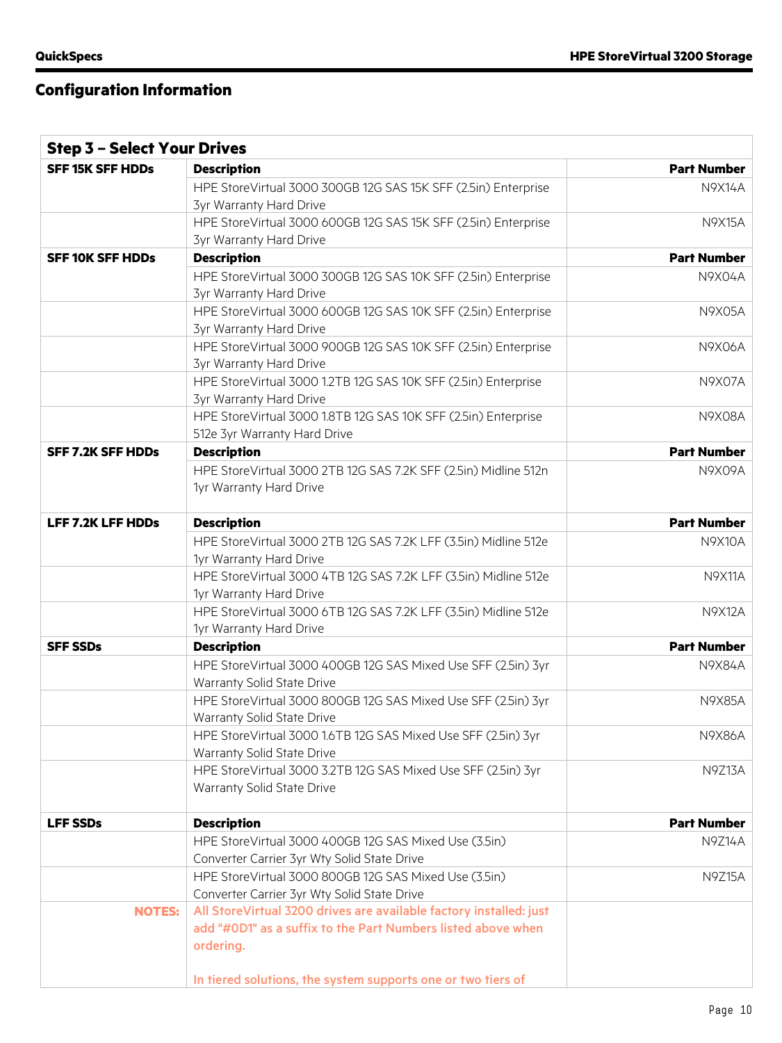## Configuration Information

| Step 3 – Select Your Drives | | |
|---|---|---|
| **SFF 15K SFF HDDs** | **Description** | **Part Number** |
| | HPE StoreVirtual 3000 300GB 12G SAS 15K SFF (2.5in) Enterprise 3yr Warranty Hard Drive | N9X14A |
| | HPE StoreVirtual 3000 600GB 12G SAS 15K SFF (2.5in) Enterprise 3yr Warranty Hard Drive | N9X15A |
| **SFF 10K SFF HDDs** | **Description** | **Part Number** |
| | HPE StoreVirtual 3000 300GB 12G SAS 10K SFF (2.5in) Enterprise 3yr Warranty Hard Drive | N9X04A |
| | HPE StoreVirtual 3000 600GB 12G SAS 10K SFF (2.5in) Enterprise 3yr Warranty Hard Drive | N9X05A |
| | HPE StoreVirtual 3000 900GB 12G SAS 10K SFF (2.5in) Enterprise 3yr Warranty Hard Drive | N9X06A |
| | HPE StoreVirtual 3000 1.2TB 12G SAS 10K SFF (2.5in) Enterprise 3yr Warranty Hard Drive | N9X07A |
| | HPE StoreVirtual 3000 1.8TB 12G SAS 10K SFF (2.5in) Enterprise 512e 3yr Warranty Hard Drive | N9X08A |
| **SFF 7.2K SFF HDDs** | **Description** | **Part Number** |
| | HPE StoreVirtual 3000 2TB 12G SAS 7.2K SFF (2.5in) Midline 512n 1yr Warranty Hard Drive | N9X09A |
| **LFF 7.2K LFF HDDs** | **Description** | **Part Number** |
| | HPE StoreVirtual 3000 2TB 12G SAS 7.2K LFF (3.5in) Midline 512e 1yr Warranty Hard Drive | N9X10A |
| | HPE StoreVirtual 3000 4TB 12G SAS 7.2K LFF (3.5in) Midline 512e 1yr Warranty Hard Drive | N9X11A |
| | HPE StoreVirtual 3000 6TB 12G SAS 7.2K LFF (3.5in) Midline 512e 1yr Warranty Hard Drive | N9X12A |
| **SFF SSDs** | **Description** | **Part Number** |
| | HPE StoreVirtual 3000 400GB 12G SAS Mixed Use SFF (2.5in) 3yr Warranty Solid State Drive | N9X84A |
| | HPE StoreVirtual 3000 800GB 12G SAS Mixed Use SFF (2.5in) 3yr Warranty Solid State Drive | N9X85A |
| | HPE StoreVirtual 3000 1.6TB 12G SAS Mixed Use SFF (2.5in) 3yr Warranty Solid State Drive | N9X86A |
| | HPE StoreVirtual 3000 3.2TB 12G SAS Mixed Use SFF (2.5in) 3yr Warranty Solid State Drive | N9Z13A |
| **LFF SSDs** | **Description** | **Part Number** |
| | HPE StoreVirtual 3000 400GB 12G SAS Mixed Use (3.5in) Converter Carrier 3yr Wty Solid State Drive | N9Z14A |
| | HPE StoreVirtual 3000 800GB 12G SAS Mixed Use (3.5in) Converter Carrier 3yr Wty Solid State Drive | N9Z15A |
| **NOTES:** | All StoreVirtual 3200 drives are available factory installed: just add "#0D1" as a suffix to the Part Numbers listed above when ordering.<br><br>In tiered solutions, the system supports one or two tiers of | |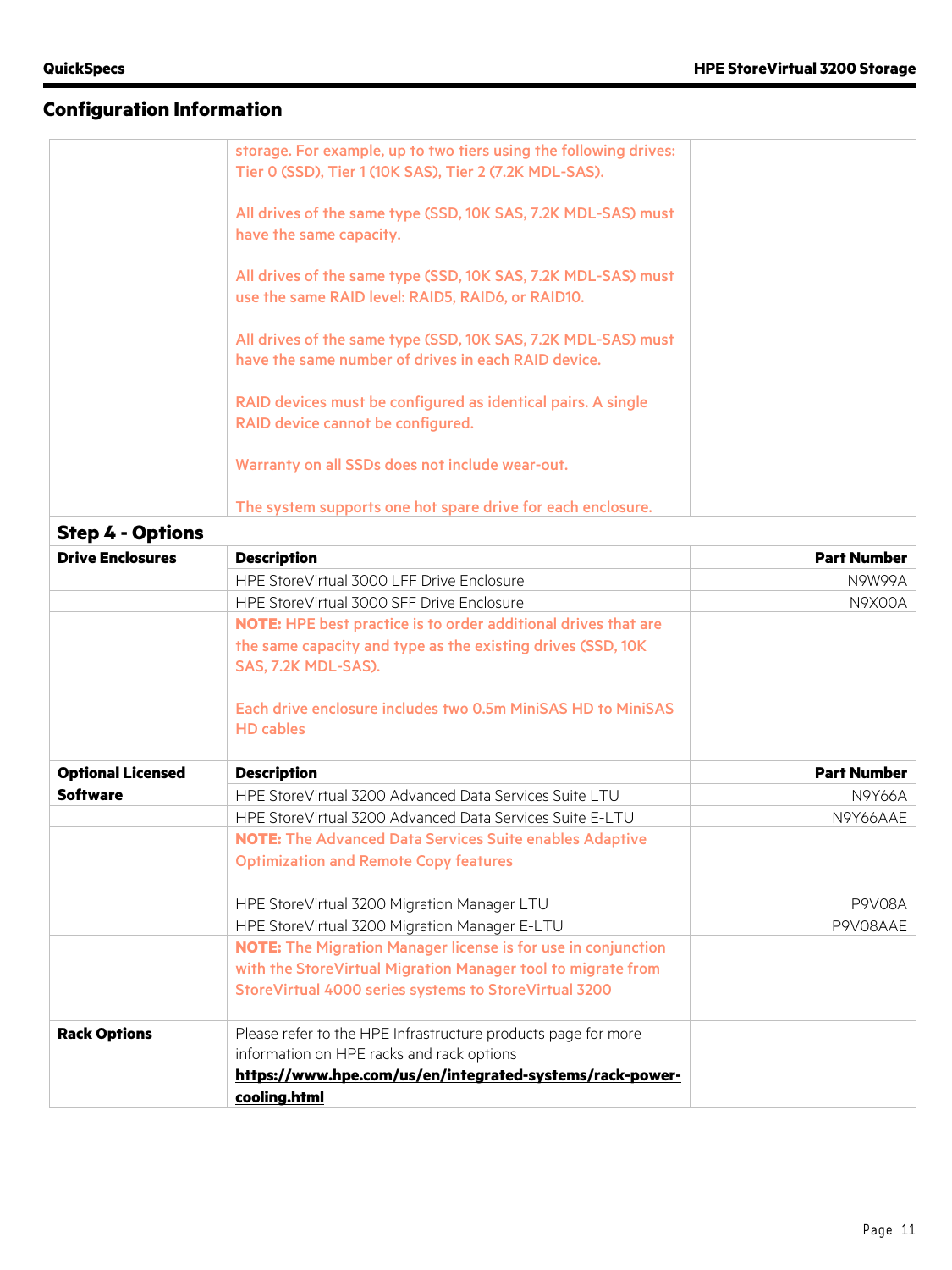## Configuration Information

| | | |
|---|---|---|
| | storage. For example, up to two tiers using the following drives: Tier 0 (SSD), Tier 1 (10K SAS), Tier 2 (7.2K MDL-SAS).<br><br>All drives of the same type (SSD, 10K SAS, 7.2K MDL-SAS) must have the same capacity.<br><br>All drives of the same type (SSD, 10K SAS, 7.2K MDL-SAS) must use the same RAID level: RAID5, RAID6, or RAID10.<br><br>All drives of the same type (SSD, 10K SAS, 7.2K MDL-SAS) must have the same number of drives in each RAID device.<br><br>RAID devices must be configured as identical pairs. A single RAID device cannot be configured.<br><br>Warranty on all SSDs does not include wear-out.<br><br>The system supports one hot spare drive for each enclosure. | |

### Step 4 - Options

| Drive Enclosures | Description | Part Number |
|---|---|---|
| | HPE StoreVirtual 3000 LFF Drive Enclosure | N9W99A |
| | HPE StoreVirtual 3000 SFF Drive Enclosure | N9X00A |
| | **NOTE:** HPE best practice is to order additional drives that are the same capacity and type as the existing drives (SSD, 10K SAS, 7.2K MDL-SAS).<br><br>Each drive enclosure includes two 0.5m MiniSAS HD to MiniSAS HD cables | |

| Optional Licensed Software | Description | Part Number |
|---|---|---|
| | HPE StoreVirtual 3200 Advanced Data Services Suite LTU | N9Y66A |
| | HPE StoreVirtual 3200 Advanced Data Services Suite E-LTU | N9Y66AAE |
| | **NOTE:** The Advanced Data Services Suite enables Adaptive Optimization and Remote Copy features | |
| | HPE StoreVirtual 3200 Migration Manager LTU | P9V08A |
| | HPE StoreVirtual 3200 Migration Manager E-LTU | P9V08AAE |
| | **NOTE:** The Migration Manager license is for use in conjunction with the StoreVirtual Migration Manager tool to migrate from StoreVirtual 4000 series systems to StoreVirtual 3200 | |

| Rack Options | | |
|---|---|---|
| | Please refer to the HPE Infrastructure products page for more information on HPE racks and rack options<br>**https://www.hpe.com/us/en/integrated-systems/rack-power-cooling.html** | |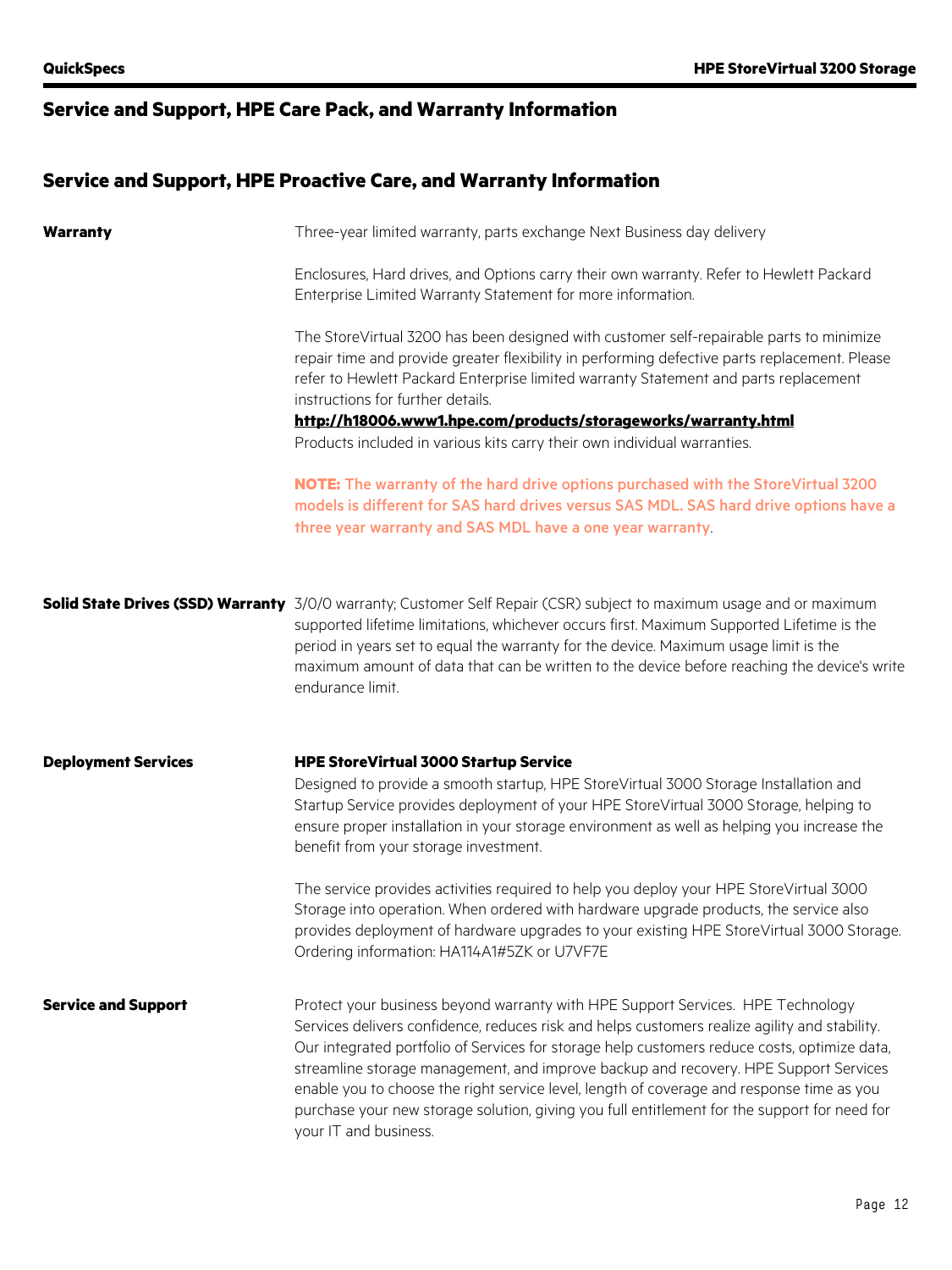## Service and Support, HPE Care Pack, and Warranty Information

## Service and Support, HPE Proactive Care, and Warranty Information

**Warranty**

Three-year limited warranty, parts exchange Next Business day delivery

Enclosures, Hard drives, and Options carry their own warranty. Refer to Hewlett Packard Enterprise Limited Warranty Statement for more information.

The StoreVirtual 3200 has been designed with customer self-repairable parts to minimize repair time and provide greater flexibility in performing defective parts replacement. Please refer to Hewlett Packard Enterprise limited warranty Statement and parts replacement instructions for further details.
**http://h18006.www1.hpe.com/products/storageworks/warranty.html**
Products included in various kits carry their own individual warranties.

**NOTE: The warranty of the hard drive options purchased with the StoreVirtual 3200 models is different for SAS hard drives versus SAS MDL. SAS hard drive options have a three year warranty and SAS MDL have a one year warranty**.

**Solid State Drives (SSD) Warranty**

3/0/0 warranty; Customer Self Repair (CSR) subject to maximum usage and or maximum supported lifetime limitations, whichever occurs first. Maximum Supported Lifetime is the period in years set to equal the warranty for the device. Maximum usage limit is the maximum amount of data that can be written to the device before reaching the device's write endurance limit.

**Deployment Services**

**HPE StoreVirtual 3000 Startup Service**
Designed to provide a smooth startup, HPE StoreVirtual 3000 Storage Installation and Startup Service provides deployment of your HPE StoreVirtual 3000 Storage, helping to ensure proper installation in your storage environment as well as helping you increase the benefit from your storage investment.

The service provides activities required to help you deploy your HPE StoreVirtual 3000 Storage into operation. When ordered with hardware upgrade products, the service also provides deployment of hardware upgrades to your existing HPE StoreVirtual 3000 Storage. Ordering information: HA114A1#5ZK or U7VF7E

**Service and Support**

Protect your business beyond warranty with HPE Support Services. HPE Technology Services delivers confidence, reduces risk and helps customers realize agility and stability. Our integrated portfolio of Services for storage help customers reduce costs, optimize data, streamline storage management, and improve backup and recovery. HPE Support Services enable you to choose the right service level, length of coverage and response time as you purchase your new storage solution, giving you full entitlement for the support for need for your IT and business.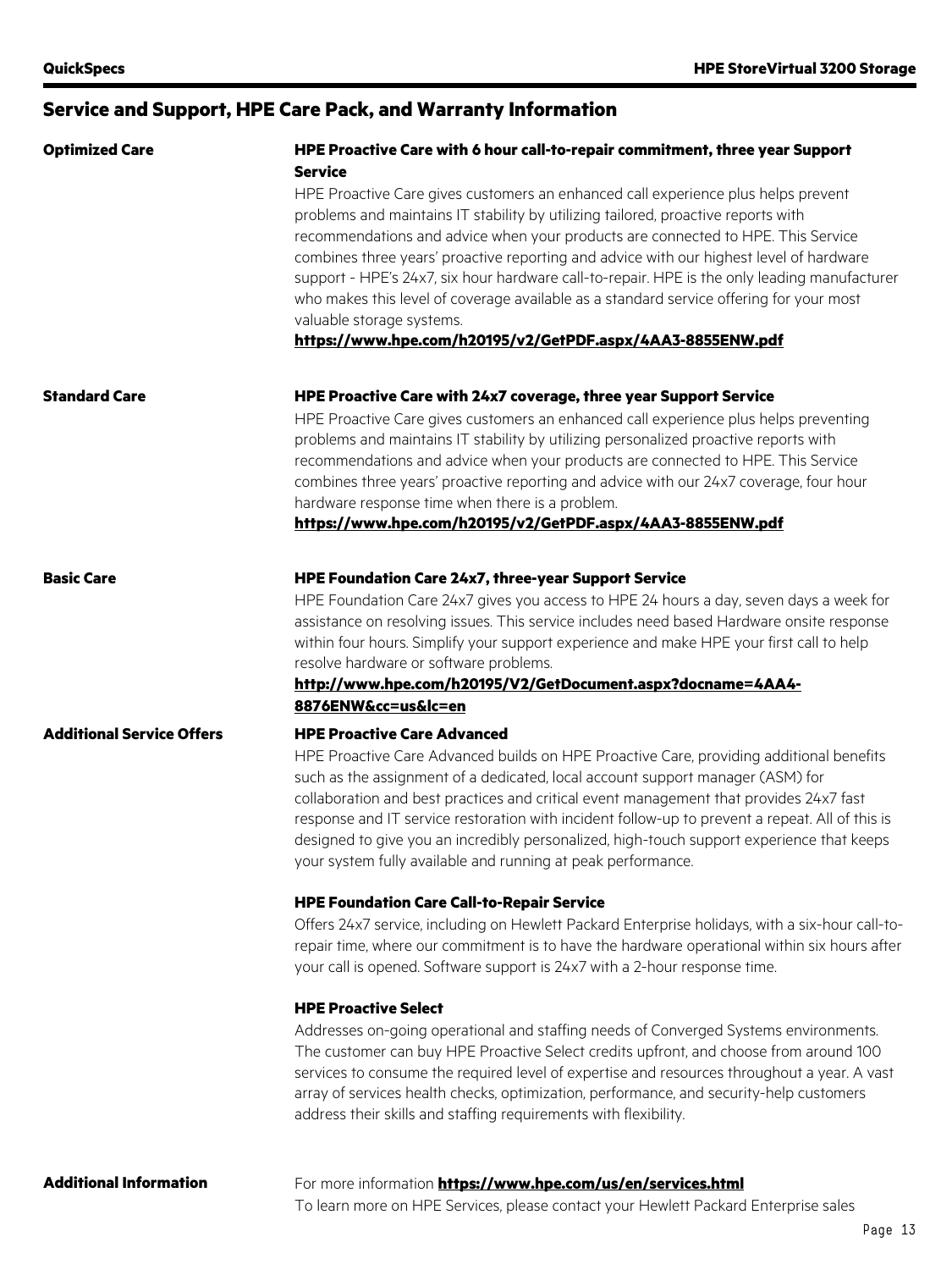## Service and Support, HPE Care Pack, and Warranty Information

**Optimized Care**

**HPE Proactive Care with 6 hour call-to-repair commitment, three year Support Service**

HPE Proactive Care gives customers an enhanced call experience plus helps prevent problems and maintains IT stability by utilizing tailored, proactive reports with recommendations and advice when your products are connected to HPE. This Service combines three years' proactive reporting and advice with our highest level of hardware support - HPE's 24x7, six hour hardware call-to-repair. HPE is the only leading manufacturer who makes this level of coverage available as a standard service offering for your most valuable storage systems.

**https://www.hpe.com/h20195/v2/GetPDF.aspx/4AA3-8855ENW.pdf**

**Standard Care**

**HPE Proactive Care with 24x7 coverage, three year Support Service**

HPE Proactive Care gives customers an enhanced call experience plus helps preventing problems and maintains IT stability by utilizing personalized proactive reports with recommendations and advice when your products are connected to HPE. This Service combines three years' proactive reporting and advice with our 24x7 coverage, four hour hardware response time when there is a problem.

**https://www.hpe.com/h20195/v2/GetPDF.aspx/4AA3-8855ENW.pdf**

**Basic Care**

**HPE Foundation Care 24x7, three-year Support Service**

HPE Foundation Care 24x7 gives you access to HPE 24 hours a day, seven days a week for assistance on resolving issues. This service includes need based Hardware onsite response within four hours. Simplify your support experience and make HPE your first call to help resolve hardware or software problems.

**http://www.hpe.com/h20195/V2/GetDocument.aspx?docname=4AA4-8876ENW&cc=us&lc=en**

**Additional Service Offers**

**HPE Proactive Care Advanced**

HPE Proactive Care Advanced builds on HPE Proactive Care, providing additional benefits such as the assignment of a dedicated, local account support manager (ASM) for collaboration and best practices and critical event management that provides 24x7 fast response and IT service restoration with incident follow-up to prevent a repeat. All of this is designed to give you an incredibly personalized, high-touch support experience that keeps your system fully available and running at peak performance.

**HPE Foundation Care Call-to-Repair Service**

Offers 24x7 service, including on Hewlett Packard Enterprise holidays, with a six-hour call-to-repair time, where our commitment is to have the hardware operational within six hours after your call is opened. Software support is 24x7 with a 2-hour response time.

**HPE Proactive Select**

Addresses on-going operational and staffing needs of Converged Systems environments. The customer can buy HPE Proactive Select credits upfront, and choose from around 100 services to consume the required level of expertise and resources throughout a year. A vast array of services health checks, optimization, performance, and security-help customers address their skills and staffing requirements with flexibility.

**Additional Information**

For more information **https://www.hpe.com/us/en/services.html**

To learn more on HPE Services, please contact your Hewlett Packard Enterprise sales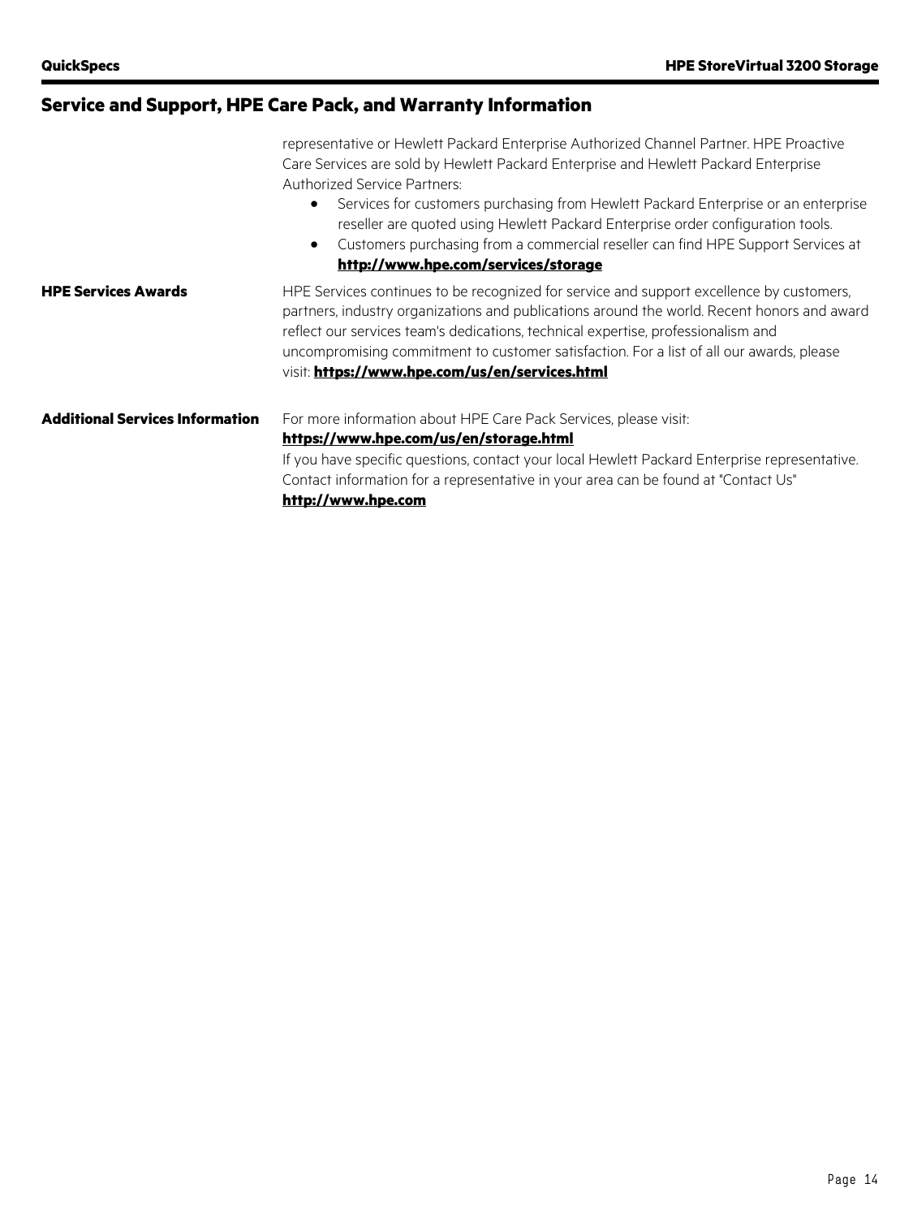## Service and Support, HPE Care Pack, and Warranty Information

representative or Hewlett Packard Enterprise Authorized Channel Partner. HPE Proactive Care Services are sold by Hewlett Packard Enterprise and Hewlett Packard Enterprise Authorized Service Partners:

- Services for customers purchasing from Hewlett Packard Enterprise or an enterprise reseller are quoted using Hewlett Packard Enterprise order configuration tools.
- Customers purchasing from a commercial reseller can find HPE Support Services at **http://www.hpe.com/services/storage**

**HPE Services Awards**

HPE Services continues to be recognized for service and support excellence by customers, partners, industry organizations and publications around the world. Recent honors and award reflect our services team's dedications, technical expertise, professionalism and uncompromising commitment to customer satisfaction. For a list of all our awards, please visit: **https://www.hpe.com/us/en/services.html**

**Additional Services Information**

For more information about HPE Care Pack Services, please visit:
**https://www.hpe.com/us/en/storage.html**
If you have specific questions, contact your local Hewlett Packard Enterprise representative. Contact information for a representative in your area can be found at "Contact Us" **http://www.hpe.com**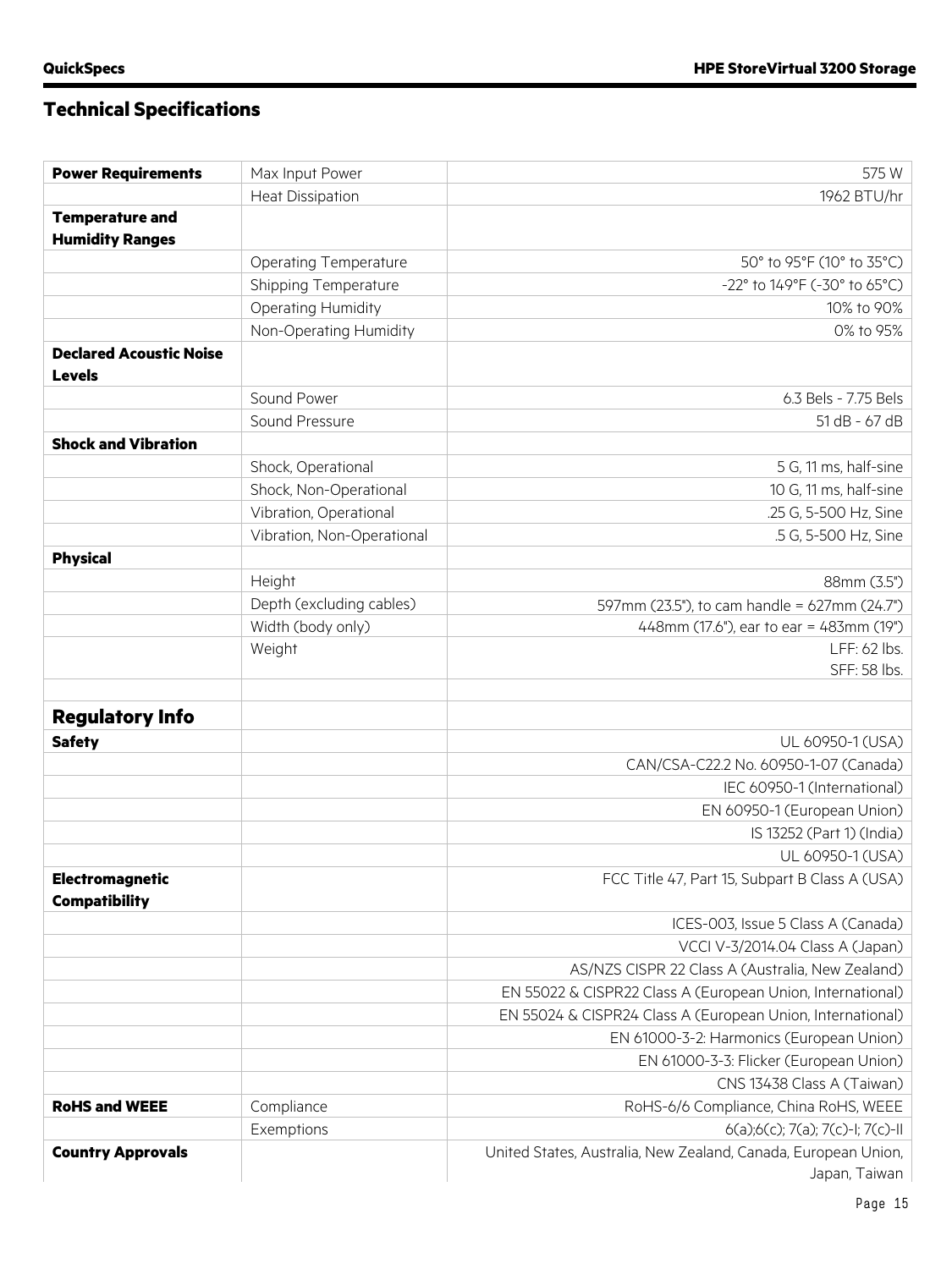## Technical Specifications

| | | |
|---|---|---|
| **Power Requirements** | Max Input Power | 575 W |
| | Heat Dissipation | 1962 BTU/hr |
| **Temperature and Humidity Ranges** | | |
| | Operating Temperature | 50° to 95°F (10° to 35°C) |
| | Shipping Temperature | -22° to 149°F (-30° to 65°C) |
| | Operating Humidity | 10% to 90% |
| | Non-Operating Humidity | 0% to 95% |
| **Declared Acoustic Noise Levels** | | |
| | Sound Power | 6.3 Bels - 7.75 Bels |
| | Sound Pressure | 51 dB - 67 dB |
| **Shock and Vibration** | | |
| | Shock, Operational | 5 G, 11 ms, half-sine |
| | Shock, Non-Operational | 10 G, 11 ms, half-sine |
| | Vibration, Operational | .25 G, 5-500 Hz, Sine |
| | Vibration, Non-Operational | .5 G, 5-500 Hz, Sine |
| **Physical** | | |
| | Height | 88mm (3.5") |
| | Depth (excluding cables) | 597mm (23.5"), to cam handle = 627mm (24.7") |
| | Width (body only) | 448mm (17.6"), ear to ear = 483mm (19") |
| | Weight | LFF: 62 lbs.<br>SFF: 58 lbs. |
| | | |
| **Regulatory Info** | | |
| **Safety** | | UL 60950-1 (USA) |
| | | CAN/CSA-C22.2 No. 60950-1-07 (Canada) |
| | | IEC 60950-1 (International) |
| | | EN 60950-1 (European Union) |
| | | IS 13252 (Part 1) (India) |
| | | UL 60950-1 (USA) |
| **Electromagnetic Compatibility** | | FCC Title 47, Part 15, Subpart B Class A (USA) |
| | | ICES-003, Issue 5 Class A (Canada) |
| | | VCCI V-3/2014.04 Class A (Japan) |
| | | AS/NZS CISPR 22 Class A (Australia, New Zealand) |
| | | EN 55022 & CISPR22 Class A (European Union, International) |
| | | EN 55024 & CISPR24 Class A (European Union, International) |
| | | EN 61000-3-2: Harmonics (European Union) |
| | | EN 61000-3-3: Flicker (European Union) |
| | | CNS 13438 Class A (Taiwan) |
| **RoHS and WEEE** | Compliance | RoHS-6/6 Compliance, China RoHS, WEEE |
| | Exemptions | 6(a);6(c); 7(a); 7(c)-I; 7(c)-II |
| **Country Approvals** | | United States, Australia, New Zealand, Canada, European Union, Japan, Taiwan |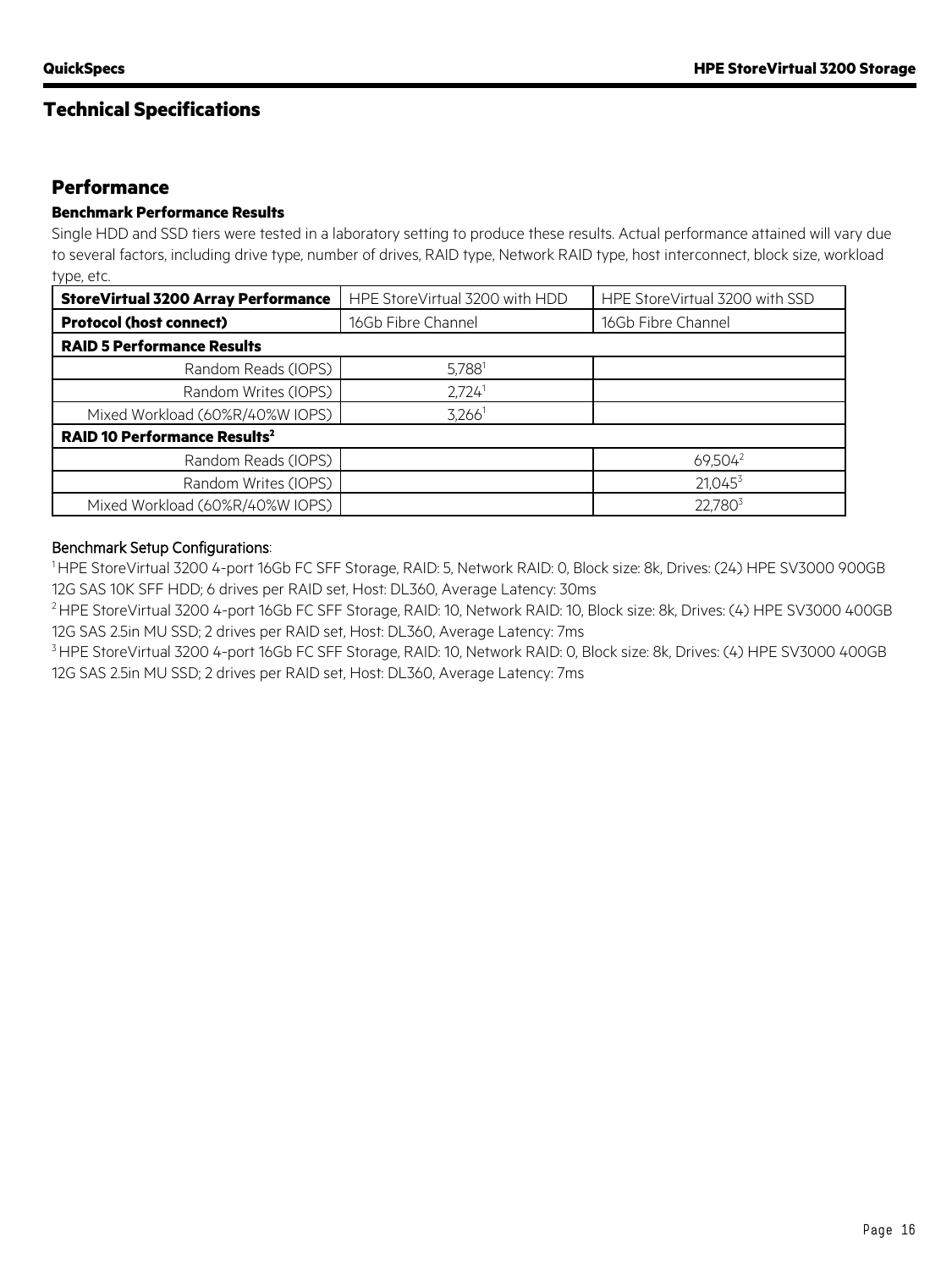## Technical Specifications

### Performance

#### Benchmark Performance Results

Single HDD and SSD tiers were tested in a laboratory setting to produce these results. Actual performance attained will vary due to several factors, including drive type, number of drives, RAID type, Network RAID type, host interconnect, block size, workload type, etc.

| **StoreVirtual 3200 Array Performance** | HPE StoreVirtual 3200 with HDD | HPE StoreVirtual 3200 with SSD |
|---|---|---|
| **Protocol (host connect)** | 16Gb Fibre Channel | 16Gb Fibre Channel |
| **RAID 5 Performance Results** | | |
| Random Reads (IOPS) | 5,788[1] | |
| Random Writes (IOPS) | 2,724[1] | |
| Mixed Workload (60%R/40%W IOPS) | 3,266[1] | |
| **RAID 10 Performance Results[2]** | | |
| Random Reads (IOPS) | | 69,504[2] |
| Random Writes (IOPS) | | 21,045[3] |
| Mixed Workload (60%R/40%W IOPS) | | 22,780[3] |

Benchmark Setup Configurations:

[1] HPE StoreVirtual 3200 4-port 16Gb FC SFF Storage, RAID: 5, Network RAID: 0, Block size: 8k, Drives: (24) HPE SV3000 900GB 12G SAS 10K SFF HDD; 6 drives per RAID set, Host: DL360, Average Latency: 30ms

[2] HPE StoreVirtual 3200 4-port 16Gb FC SFF Storage, RAID: 10, Network RAID: 10, Block size: 8k, Drives: (4) HPE SV3000 400GB 12G SAS 2.5in MU SSD; 2 drives per RAID set, Host: DL360, Average Latency: 7ms

[3] HPE StoreVirtual 3200 4-port 16Gb FC SFF Storage, RAID: 10, Network RAID: 0, Block size: 8k, Drives: (4) HPE SV3000 400GB 12G SAS 2.5in MU SSD; 2 drives per RAID set, Host: DL360, Average Latency: 7ms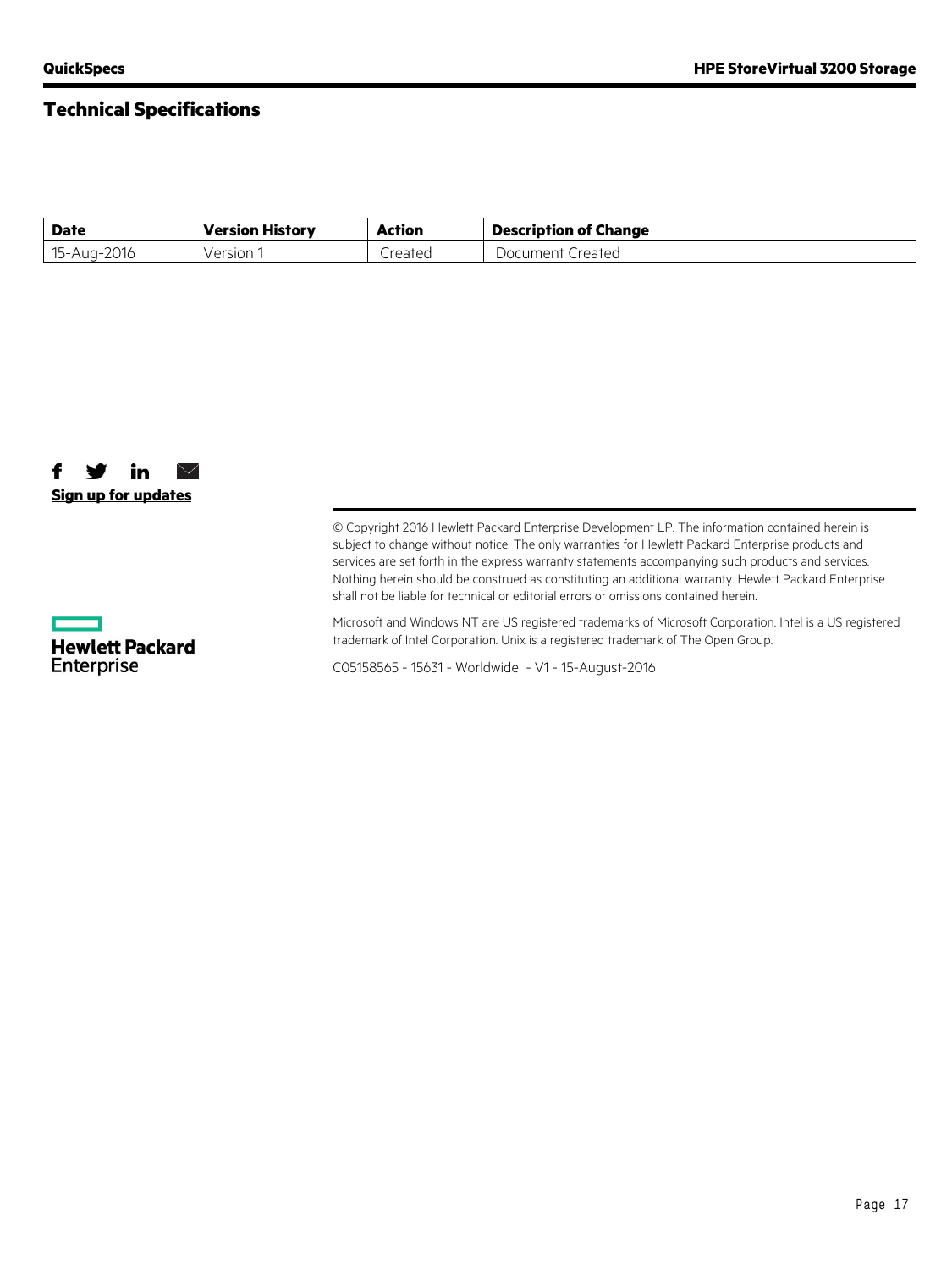## Technical Specifications

| Date | Version History | Action | Description of Change |
|---|---|---|---|
| 15-Aug-2016 | Version 1 | Created | Document Created |

**Sign up for updates**

© Copyright 2016 Hewlett Packard Enterprise Development LP. The information contained herein is subject to change without notice. The only warranties for Hewlett Packard Enterprise products and services are set forth in the express warranty statements accompanying such products and services. Nothing herein should be construed as constituting an additional warranty. Hewlett Packard Enterprise shall not be liable for technical or editorial errors or omissions contained herein.

Microsoft and Windows NT are US registered trademarks of Microsoft Corporation. Intel is a US registered trademark of Intel Corporation. Unix is a registered trademark of The Open Group.

C05158565 - 15631 - Worldwide - V1 - 15-August-2016

Hewlett Packard Enterprise